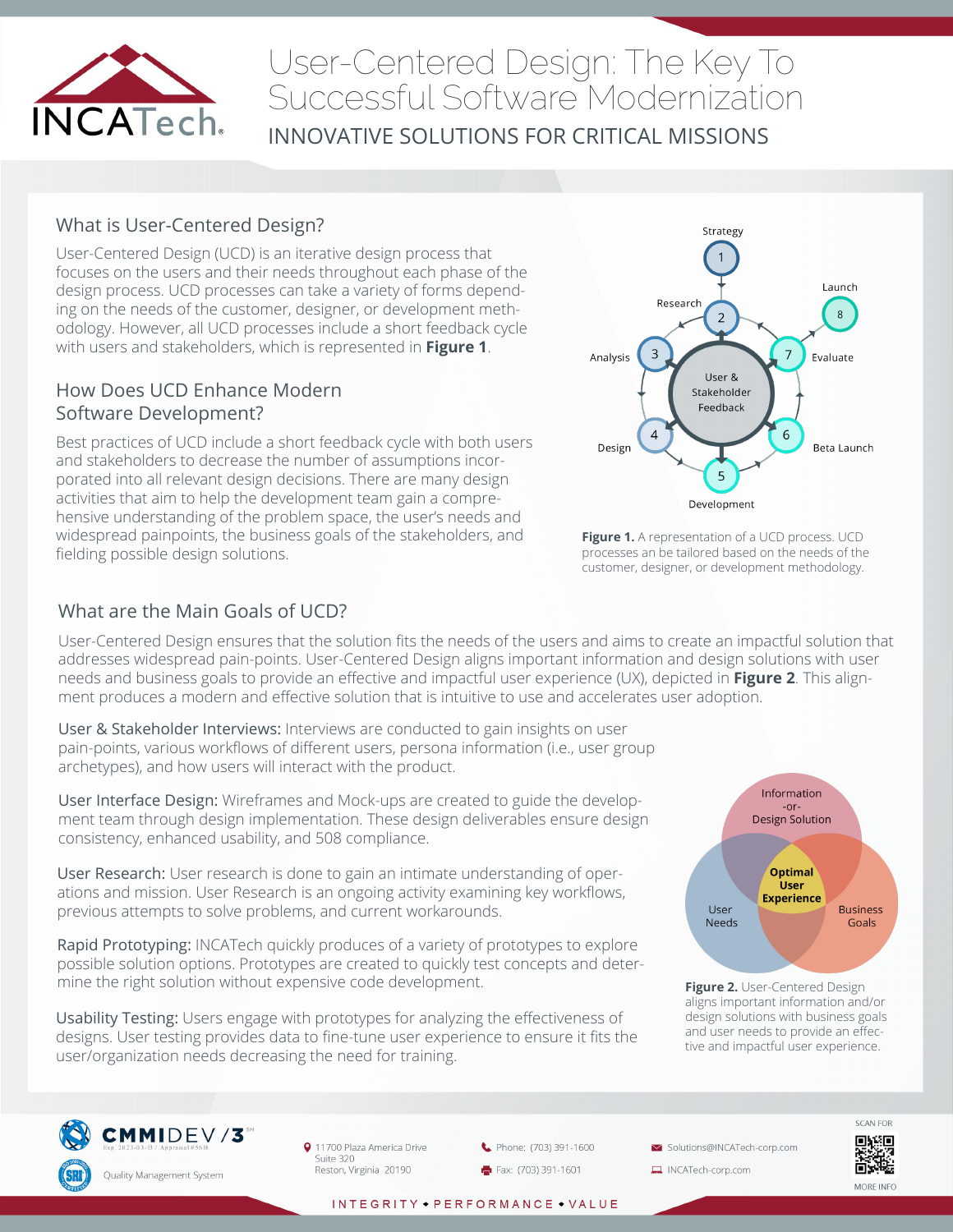# User-Centered Design: The Key To Successful Software Modernization

INNOVATIVE SOLUTIONS FOR CRITICAL MISSIONS

## What is User-Centered Design?

User-Centered Design (UCD) is an iterative design process that focuses on the users and their needs throughout each phase of the design process. UCD processes can take a variety of forms depending on the needs of the customer, designer, or development methodology. However, all UCD processes include a short feedback cycle with users and stakeholders, which is represented in **Figure 1**.

## How Does UCD Enhance Modern Software Development?

Best practices of UCD include a short feedback cycle with both users and stakeholders to decrease the number of assumptions incorporated into all relevant design decisions. There are many design activities that aim to help the development team gain a comprehensive understanding of the problem space, the user's needs and widespread painpoints, the business goals of the stakeholders, and fielding possible design solutions.

Strategy 1, Research 2, Analysis 3, Design 4, Development 5, Beta Launch 6, Evaluate 7, Launch 8 — User & Stakeholder Feedback

**Figure 1.** A representation of a UCD process. UCD processes an be tailored based on the needs of the customer, designer, or development methodology.

## What are the Main Goals of UCD?

User-Centered Design ensures that the solution fits the needs of the users and aims to create an impactful solution that addresses widespread pain-points. User-Centered Design aligns important information and design solutions with user needs and business goals to provide an effective and impactful user experience (UX), depicted in **Figure 2**. This alignment produces a modern and effective solution that is intuitive to use and accelerates user adoption.

User & Stakeholder Interviews: Interviews are conducted to gain insights on user pain-points, various workflows of different users, persona information (i.e., user group archetypes), and how users will interact with the product.

User Interface Design: Wireframes and Mock-ups are created to guide the development team through design implementation. These design deliverables ensure design consistency, enhanced usability, and 508 compliance.

User Research: User research is done to gain an intimate understanding of operations and mission. User Research is an ongoing activity examining key workflows, previous attempts to solve problems, and current workarounds.

Rapid Prototyping: INCATech quickly produces of a variety of prototypes to explore possible solution options. Prototypes are created to quickly test concepts and determine the right solution without expensive code development.

Usability Testing: Users engage with prototypes for analyzing the effectiveness of designs. User testing provides data to fine-tune user experience to ensure it fits the user/organization needs decreasing the need for training.

Information -or- Design Solution; User Needs; Business Goals; **Optimal User Experience**

**Figure 2.** User-Centered Design aligns important information and/or design solutions with business goals and user needs to provide an effective and impactful user experience.

CMMI DEV /3 — Quality Management System

11700 Plaza America Drive, Suite 320, Reston, Virginia 20190

Phone: (703) 391-1600 | Fax: (703) 391-1601

Solutions@INCATech-corp.com | INCATech-corp.com

SCAN FOR MORE INFO

INTEGRITY • PERFORMANCE • VALUE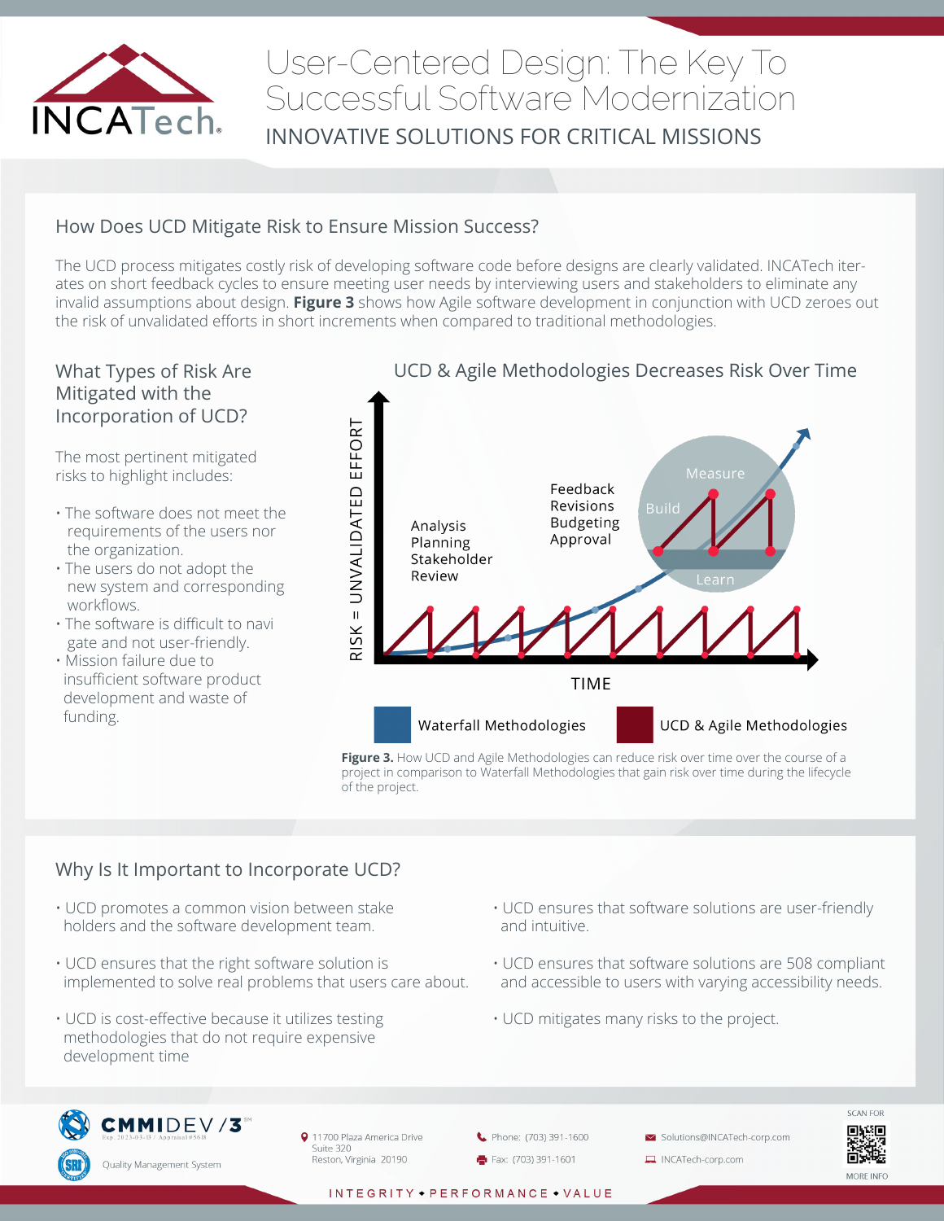# User-Centered Design: The Key To Successful Software Modernization

INNOVATIVE SOLUTIONS FOR CRITICAL MISSIONS

## How Does UCD Mitigate Risk to Ensure Mission Success?

The UCD process mitigates costly risk of developing software code before designs are clearly validated. INCATech iterates on short feedback cycles to ensure meeting user needs by interviewing users and stakeholders to eliminate any invalid assumptions about design. **Figure 3** shows how Agile software development in conjunction with UCD zeroes out the risk of unvalidated efforts in short increments when compared to traditional methodologies.

### What Types of Risk Are Mitigated with the Incorporation of UCD?

The most pertinent mitigated risks to highlight includes:

- The software does not meet the requirements of the users nor the organization.
- The users do not adopt the new system and corresponding workflows.
- The software is difficult to navigate and not user-friendly.
- Mission failure due to insufficient software product development and waste of funding.

### UCD & Agile Methodologies Decreases Risk Over Time

RISK = UNVALIDATED EFFORT

TIME

Analysis
Planning
Stakeholder
Review

Feedback
Revisions
Budgeting
Approval

Measure

Build

Learn

Waterfall Methodologies

UCD & Agile Methodologies

**Figure 3.** How UCD and Agile Methodologies can reduce risk over time over the course of a project in comparison to Waterfall Methodologies that gain risk over time during the lifecycle of the project.

## Why Is It Important to Incorporate UCD?

- UCD promotes a common vision between stakeholders and the software development team.
- UCD ensures that the right software solution is implemented to solve real problems that users care about.
- UCD is cost-effective because it utilizes testing methodologies that do not require expensive development time
- UCD ensures that software solutions are user-friendly and intuitive.
- UCD ensures that software solutions are 508 compliant and accessible to users with varying accessibility needs.
- UCD mitigates many risks to the project.

CMMIDEV/3
Exp. 2023-03-17 / Appraisal #5618

Quality Management System

11700 Plaza America Drive
Suite 320
Reston, Virginia 20190

Phone: (703) 391-1600

Fax: (703) 391-1601

Solutions@INCATech-corp.com

INCATech-corp.com

SCAN FOR MORE INFO

INTEGRITY • PERFORMANCE • VALUE